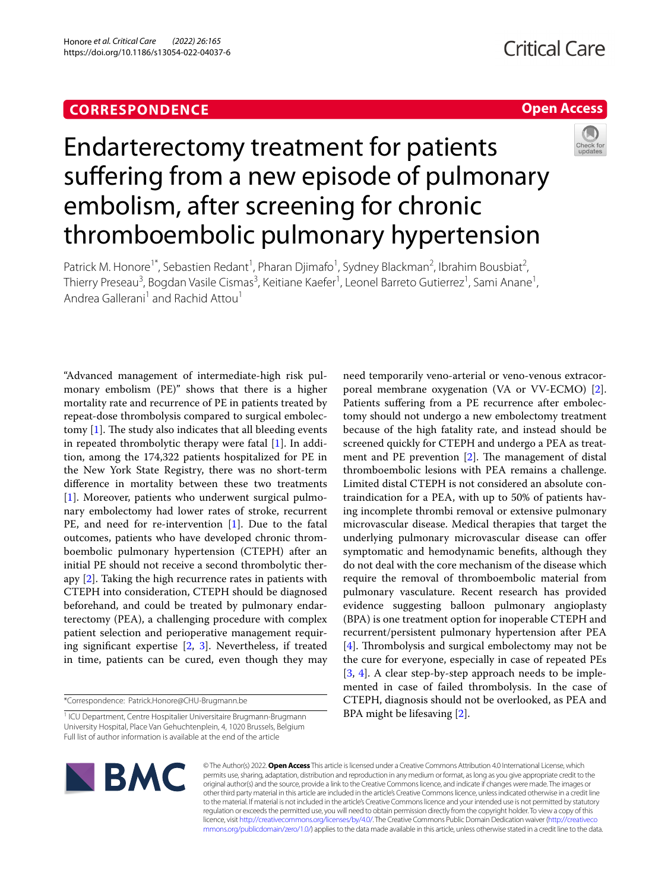CORRESPONDENCE

Open Access

# Endarterectomy treatment for patients suffering from a new episode of pulmonary embolism, after screening for chronic thromboembolic pulmonary hypertension

Patrick M. Honore[1*], Sebastien Redant[1], Pharan Djimafo[1], Sydney Blackman[2], Ibrahim Bousbiat[2], Thierry Preseau[3], Bogdan Vasile Cismas[3], Keitiane Kaefer[1], Leonel Barreto Gutierrez[1], Sami Anane[1], Andrea Gallerani[1] and Rachid Attou[1]

"Advanced management of intermediate-high risk pulmonary embolism (PE)" shows that there is a higher mortality rate and recurrence of PE in patients treated by repeat-dose thrombolysis compared to surgical embolectomy [1]. The study also indicates that all bleeding events in repeated thrombolytic therapy were fatal [1]. In addition, among the 174,322 patients hospitalized for PE in the New York State Registry, there was no short-term difference in mortality between these two treatments [1]. Moreover, patients who underwent surgical pulmonary embolectomy had lower rates of stroke, recurrent PE, and need for re-intervention [1]. Due to the fatal outcomes, patients who have developed chronic thromboembolic pulmonary hypertension (CTEPH) after an initial PE should not receive a second thrombolytic therapy [2]. Taking the high recurrence rates in patients with CTEPH into consideration, CTEPH should be diagnosed beforehand, and could be treated by pulmonary endarterectomy (PEA), a challenging procedure with complex patient selection and perioperative management requiring significant expertise [2, 3]. Nevertheless, if treated in time, patients can be cured, even though they may need temporarily veno-arterial or veno-venous extracorporeal membrane oxygenation (VA or VV-ECMO) [2]. Patients suffering from a PE recurrence after embolectomy should not undergo a new embolectomy treatment because of the high fatality rate, and instead should be screened quickly for CTEPH and undergo a PEA as treatment and PE prevention [2]. The management of distal thromboembolic lesions with PEA remains a challenge. Limited distal CTEPH is not considered an absolute contraindication for a PEA, with up to 50% of patients having incomplete thrombi removal or extensive pulmonary microvascular disease. Medical therapies that target the underlying pulmonary microvascular disease can offer symptomatic and hemodynamic benefits, although they do not deal with the core mechanism of the disease which require the removal of thromboembolic material from pulmonary vasculature. Recent research has provided evidence suggesting balloon pulmonary angioplasty (BPA) is one treatment option for inoperable CTEPH and recurrent/persistent pulmonary hypertension after PEA [4]. Thrombolysis and surgical embolectomy may not be the cure for everyone, especially in case of repeated PEs [3, 4]. A clear step-by-step approach needs to be implemented in case of failed thrombolysis. In the case of CTEPH, diagnosis should not be overlooked, as PEA and BPA might be lifesaving [2].

*Correspondence: Patrick.Honore@CHU-Brugmann.be

[1] ICU Department, Centre Hospitalier Universitaire Brugmann-Brugmann University Hospital, Place Van Gehuchtenplein, 4, 1020 Brussels, Belgium
Full list of author information is available at the end of the article

© The Author(s) 2022. **Open Access** This article is licensed under a Creative Commons Attribution 4.0 International License, which permits use, sharing, adaptation, distribution and reproduction in any medium or format, as long as you give appropriate credit to the original author(s) and the source, provide a link to the Creative Commons licence, and indicate if changes were made. The images or other third party material in this article are included in the article's Creative Commons licence, unless indicated otherwise in a credit line to the material. If material is not included in the article's Creative Commons licence and your intended use is not permitted by statutory regulation or exceeds the permitted use, you will need to obtain permission directly from the copyright holder. To view a copy of this licence, visit http://creativecommons.org/licenses/by/4.0/. The Creative Commons Public Domain Dedication waiver (http://creativecommons.org/publicdomain/zero/1.0/) applies to the data made available in this article, unless otherwise stated in a credit line to the data.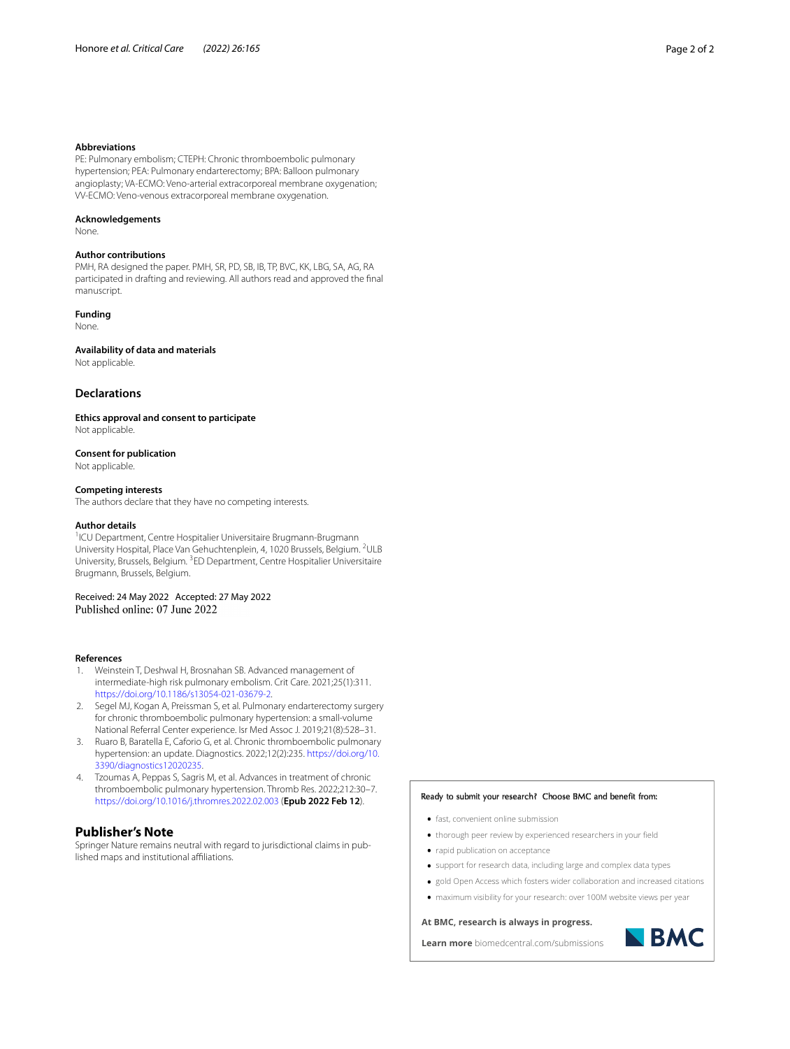**Abbreviations**

PE: Pulmonary embolism; CTEPH: Chronic thromboembolic pulmonary hypertension; PEA: Pulmonary endarterectomy; BPA: Balloon pulmonary angioplasty; VA-ECMO: Veno-arterial extracorporeal membrane oxygenation; VV-ECMO: Veno-venous extracorporeal membrane oxygenation.

**Acknowledgements**

None.

**Author contributions**

PMH, RA designed the paper. PMH, SR, PD, SB, IB, TP, BVC, KK, LBG, SA, AG, RA participated in drafting and reviewing. All authors read and approved the final manuscript.

**Funding**

None.

**Availability of data and materials**

Not applicable.

## Declarations

**Ethics approval and consent to participate**

Not applicable.

**Consent for publication**

Not applicable.

**Competing interests**

The authors declare that they have no competing interests.

**Author details**

[1]ICU Department, Centre Hospitalier Universitaire Brugmann-Brugmann University Hospital, Place Van Gehuchtenplein, 4, 1020 Brussels, Belgium. [2]ULB University, Brussels, Belgium. [3]ED Department, Centre Hospitalier Universitaire Brugmann, Brussels, Belgium.

Received: 24 May 2022 Accepted: 27 May 2022
Published online: 07 June 2022

**References**

1. Weinstein T, Deshwal H, Brosnahan SB. Advanced management of intermediate-high risk pulmonary embolism. Crit Care. 2021;25(1):311. https://doi.org/10.1186/s13054-021-03679-2.
2. Segel MJ, Kogan A, Preissman S, et al. Pulmonary endarterectomy surgery for chronic thromboembolic pulmonary hypertension: a small-volume National Referral Center experience. Isr Med Assoc J. 2019;21(8):528–31.
3. Ruaro B, Baratella E, Caforio G, et al. Chronic thromboembolic pulmonary hypertension: an update. Diagnostics. 2022;12(2):235. https://doi.org/10.3390/diagnostics12020235.
4. Tzoumas A, Peppas S, Sagris M, et al. Advances in treatment of chronic thromboembolic pulmonary hypertension. Thromb Res. 2022;212:30–7. https://doi.org/10.1016/j.thromres.2022.02.003 (**Epub 2022 Feb 12**).

## Publisher's Note

Springer Nature remains neutral with regard to jurisdictional claims in published maps and institutional affiliations.

Ready to submit your research? Choose BMC and benefit from:

- fast, convenient online submission
- thorough peer review by experienced researchers in your field
- rapid publication on acceptance
- support for research data, including large and complex data types
- gold Open Access which fosters wider collaboration and increased citations
- maximum visibility for your research: over 100M website views per year

**At BMC, research is always in progress.**

**Learn more** biomedcentral.com/submissions

BMC